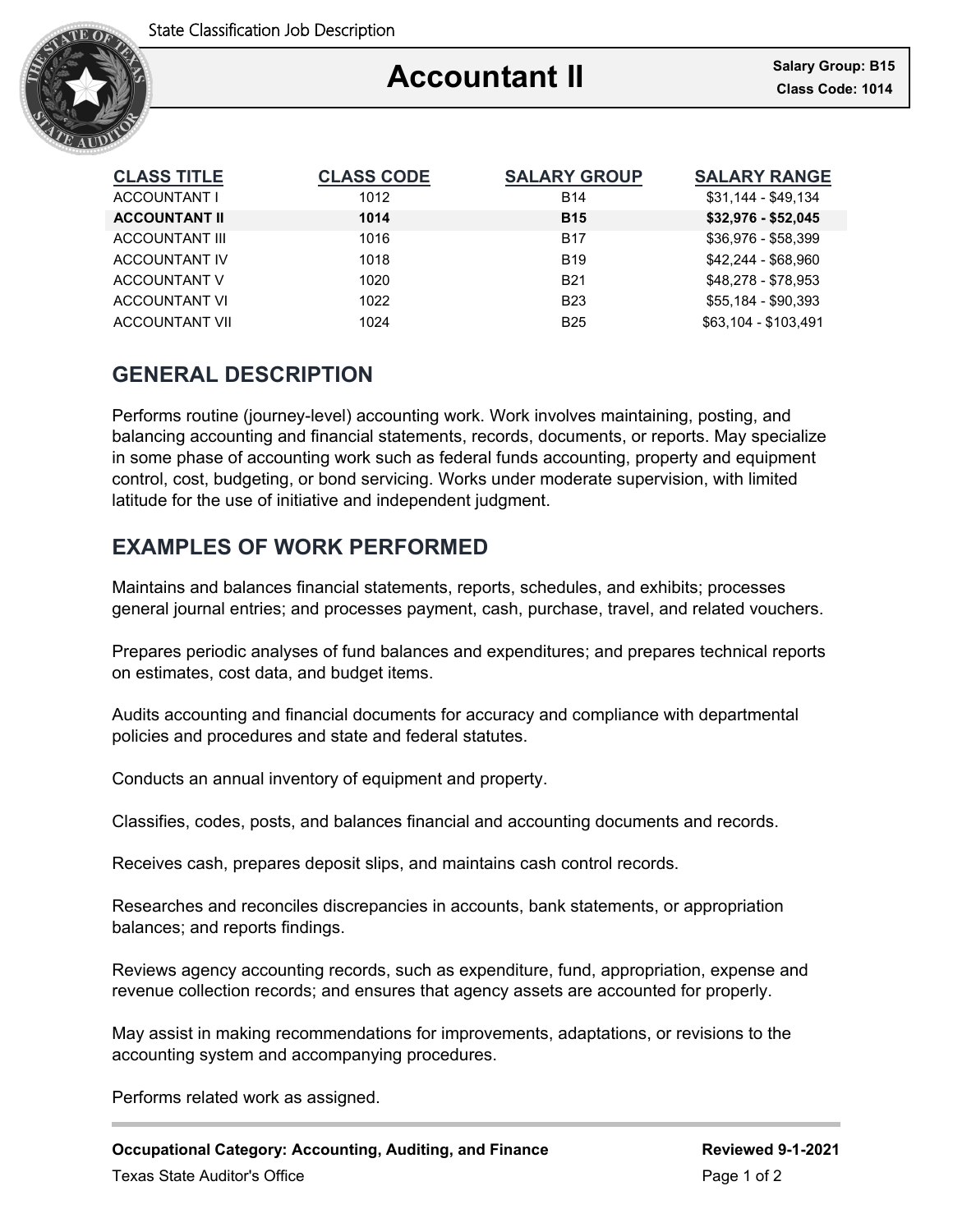State Classification Job Description

# Accountant II

**Salary Group: B15**
**Class Code: 1014**

| CLASS TITLE | CLASS CODE | SALARY GROUP | SALARY RANGE |
|---|---|---|---|
| ACCOUNTANT I | 1012 | B14 | $31,144 - $49,134 |
| **ACCOUNTANT II** | **1014** | **B15** | **$32,976 - $52,045** |
| ACCOUNTANT III | 1016 | B17 | $36,976 - $58,399 |
| ACCOUNTANT IV | 1018 | B19 | $42,244 - $68,960 |
| ACCOUNTANT V | 1020 | B21 | $48,278 - $78,953 |
| ACCOUNTANT VI | 1022 | B23 | $55,184 - $90,393 |
| ACCOUNTANT VII | 1024 | B25 | $63,104 - $103,491 |

## GENERAL DESCRIPTION

Performs routine (journey-level) accounting work. Work involves maintaining, posting, and balancing accounting and financial statements, records, documents, or reports. May specialize in some phase of accounting work such as federal funds accounting, property and equipment control, cost, budgeting, or bond servicing. Works under moderate supervision, with limited latitude for the use of initiative and independent judgment.

## EXAMPLES OF WORK PERFORMED

Maintains and balances financial statements, reports, schedules, and exhibits; processes general journal entries; and processes payment, cash, purchase, travel, and related vouchers.

Prepares periodic analyses of fund balances and expenditures; and prepares technical reports on estimates, cost data, and budget items.

Audits accounting and financial documents for accuracy and compliance with departmental policies and procedures and state and federal statutes.

Conducts an annual inventory of equipment and property.

Classifies, codes, posts, and balances financial and accounting documents and records.

Receives cash, prepares deposit slips, and maintains cash control records.

Researches and reconciles discrepancies in accounts, bank statements, or appropriation balances; and reports findings.

Reviews agency accounting records, such as expenditure, fund, appropriation, expense and revenue collection records; and ensures that agency assets are accounted for properly.

May assist in making recommendations for improvements, adaptations, or revisions to the accounting system and accompanying procedures.

Performs related work as assigned.

**Occupational Category: Accounting, Auditing, and Finance**

**Reviewed 9-1-2021**

Texas State Auditor's Office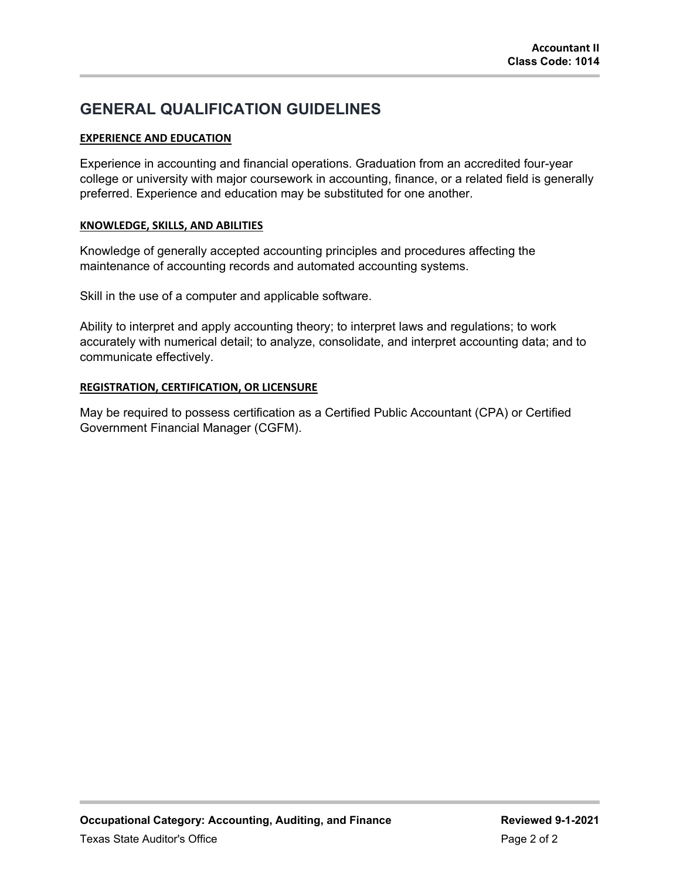## GENERAL QUALIFICATION GUIDELINES

### EXPERIENCE AND EDUCATION

Experience in accounting and financial operations. Graduation from an accredited four-year college or university with major coursework in accounting, finance, or a related field is generally preferred. Experience and education may be substituted for one another.

### KNOWLEDGE, SKILLS, AND ABILITIES

Knowledge of generally accepted accounting principles and procedures affecting the maintenance of accounting records and automated accounting systems.

Skill in the use of a computer and applicable software.

Ability to interpret and apply accounting theory; to interpret laws and regulations; to work accurately with numerical detail; to analyze, consolidate, and interpret accounting data; and to communicate effectively.

### REGISTRATION, CERTIFICATION, OR LICENSURE

May be required to possess certification as a Certified Public Accountant (CPA) or Certified Government Financial Manager (CGFM).